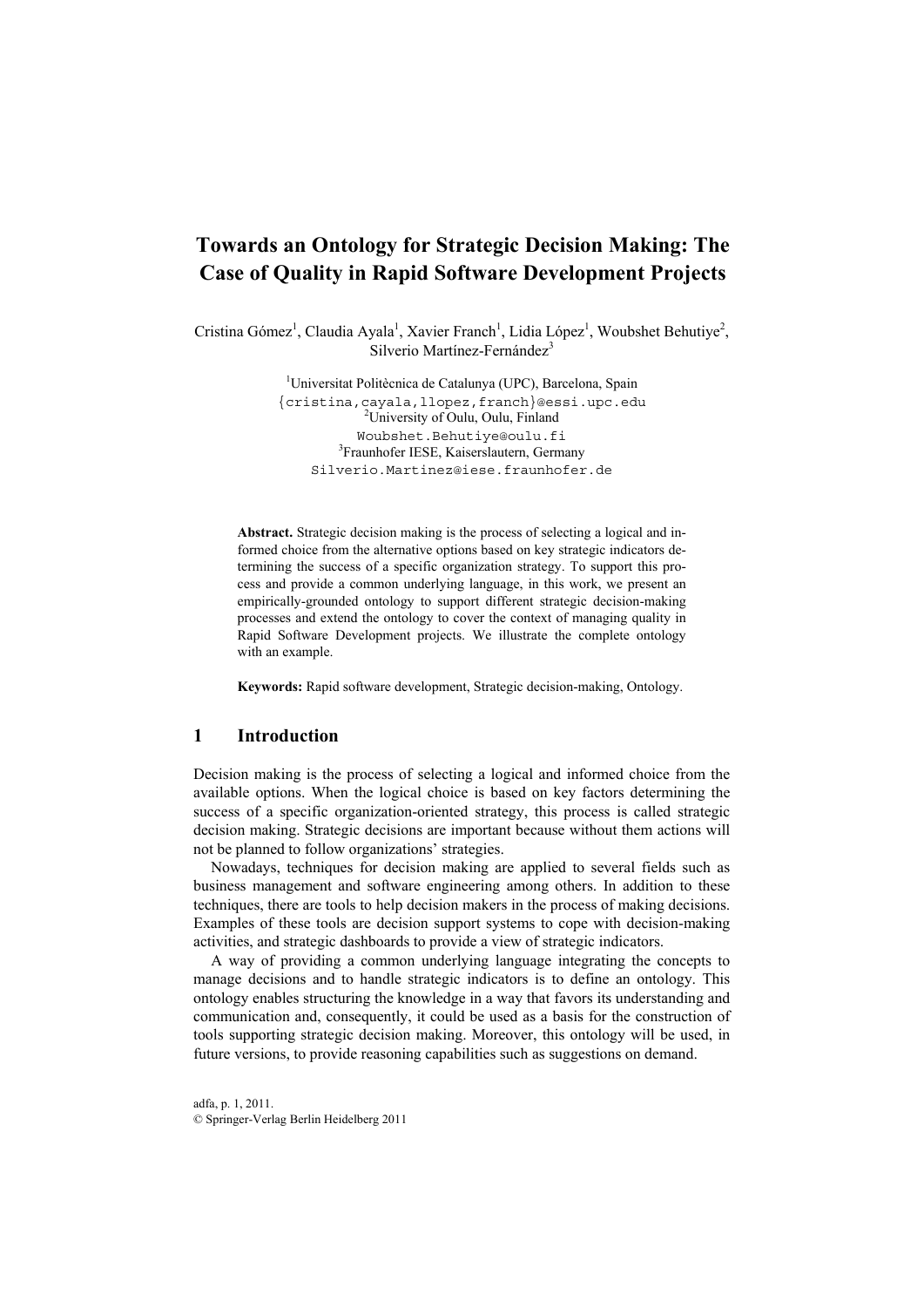# Towards an Ontology for Strategic Decision Making: The Case of Quality in Rapid Software Development Projects

Cristina Gómez[1], Claudia Ayala[1], Xavier Franch[1], Lidia López[1], Woubshet Behutiye[2], Silverio Martínez-Fernández[3]

[1]Universitat Politècnica de Catalunya (UPC), Barcelona, Spain
{cristina,cayala,llopez,franch}@essi.upc.edu
[2]University of Oulu, Oulu, Finland
Woubshet.Behutiye@oulu.fi
[3]Fraunhofer IESE, Kaiserslautern, Germany
Silverio.Martinez@iese.fraunhofer.de

**Abstract.** Strategic decision making is the process of selecting a logical and informed choice from the alternative options based on key strategic indicators determining the success of a specific organization strategy. To support this process and provide a common underlying language, in this work, we present an empirically-grounded ontology to support different strategic decision-making processes and extend the ontology to cover the context of managing quality in Rapid Software Development projects. We illustrate the complete ontology with an example.

**Keywords:** Rapid software development, Strategic decision-making, Ontology.

## 1 Introduction

Decision making is the process of selecting a logical and informed choice from the available options. When the logical choice is based on key factors determining the success of a specific organization-oriented strategy, this process is called strategic decision making. Strategic decisions are important because without them actions will not be planned to follow organizations' strategies.

Nowadays, techniques for decision making are applied to several fields such as business management and software engineering among others. In addition to these techniques, there are tools to help decision makers in the process of making decisions. Examples of these tools are decision support systems to cope with decision-making activities, and strategic dashboards to provide a view of strategic indicators.

A way of providing a common underlying language integrating the concepts to manage decisions and to handle strategic indicators is to define an ontology. This ontology enables structuring the knowledge in a way that favors its understanding and communication and, consequently, it could be used as a basis for the construction of tools supporting strategic decision making. Moreover, this ontology will be used, in future versions, to provide reasoning capabilities such as suggestions on demand.

adfa, p. 1, 2011.
© Springer-Verlag Berlin Heidelberg 2011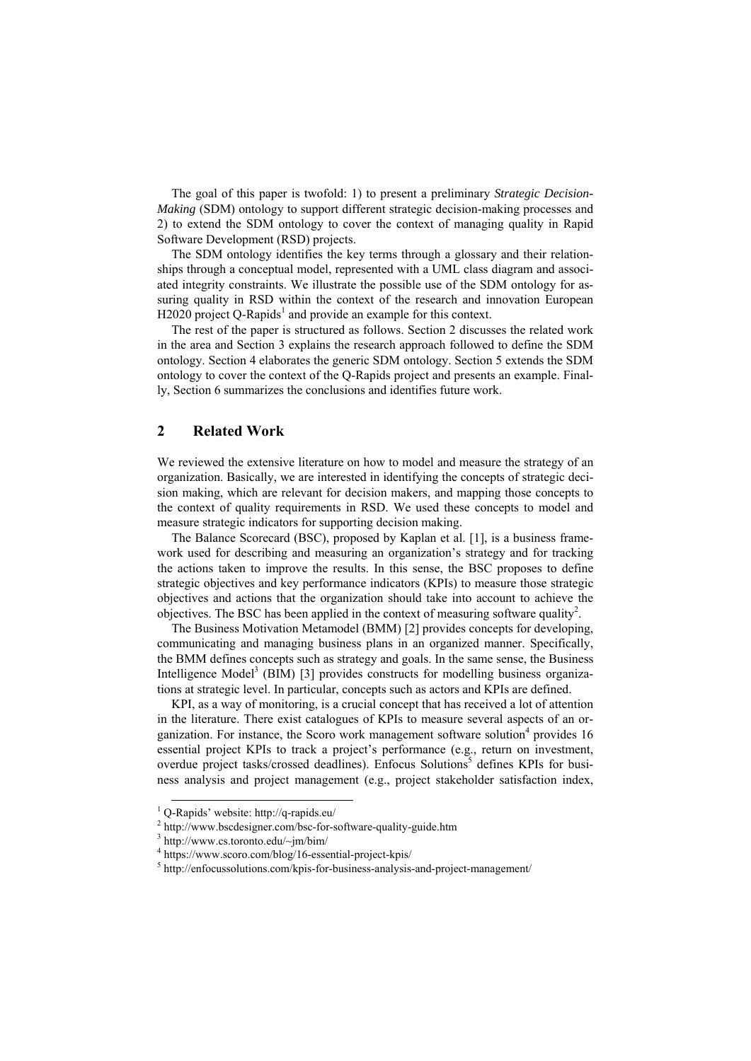The goal of this paper is twofold: 1) to present a preliminary *Strategic Decision-Making* (SDM) ontology to support different strategic decision-making processes and 2) to extend the SDM ontology to cover the context of managing quality in Rapid Software Development (RSD) projects.

The SDM ontology identifies the key terms through a glossary and their relationships through a conceptual model, represented with a UML class diagram and associated integrity constraints. We illustrate the possible use of the SDM ontology for assuring quality in RSD within the context of the research and innovation European H2020 project Q-Rapids[1] and provide an example for this context.

The rest of the paper is structured as follows. Section 2 discusses the related work in the area and Section 3 explains the research approach followed to define the SDM ontology. Section 4 elaborates the generic SDM ontology. Section 5 extends the SDM ontology to cover the context of the Q-Rapids project and presents an example. Finally, Section 6 summarizes the conclusions and identifies future work.

## 2 Related Work

We reviewed the extensive literature on how to model and measure the strategy of an organization. Basically, we are interested in identifying the concepts of strategic decision making, which are relevant for decision makers, and mapping those concepts to the context of quality requirements in RSD. We used these concepts to model and measure strategic indicators for supporting decision making.

The Balance Scorecard (BSC), proposed by Kaplan et al. [1], is a business framework used for describing and measuring an organization's strategy and for tracking the actions taken to improve the results. In this sense, the BSC proposes to define strategic objectives and key performance indicators (KPIs) to measure those strategic objectives and actions that the organization should take into account to achieve the objectives. The BSC has been applied in the context of measuring software quality[2].

The Business Motivation Metamodel (BMM) [2] provides concepts for developing, communicating and managing business plans in an organized manner. Specifically, the BMM defines concepts such as strategy and goals. In the same sense, the Business Intelligence Model[3] (BIM) [3] provides constructs for modelling business organizations at strategic level. In particular, concepts such as actors and KPIs are defined.

KPI, as a way of monitoring, is a crucial concept that has received a lot of attention in the literature. There exist catalogues of KPIs to measure several aspects of an organization. For instance, the Scoro work management software solution[4] provides 16 essential project KPIs to track a project's performance (e.g., return on investment, overdue project tasks/crossed deadlines). Enfocus Solutions[5] defines KPIs for business analysis and project management (e.g., project stakeholder satisfaction index,

[1] Q-Rapids' website: http://q-rapids.eu/

[2] http://www.bscdesigner.com/bsc-for-software-quality-guide.htm

[3] http://www.cs.toronto.edu/~jm/bim/

[4] https://www.scoro.com/blog/16-essential-project-kpis/

[5] http://enfocussolutions.com/kpis-for-business-analysis-and-project-management/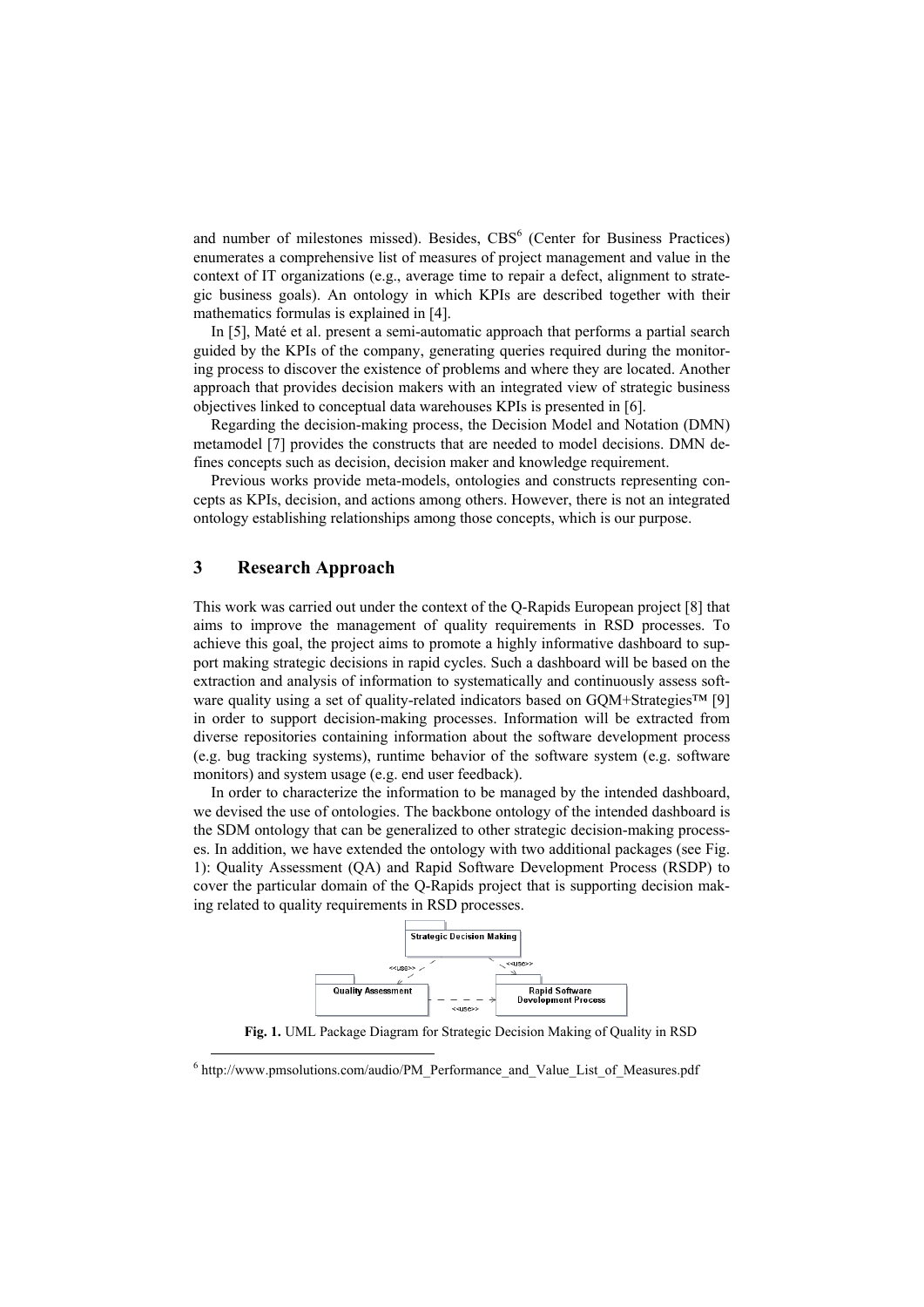and number of milestones missed). Besides, CBS[6] (Center for Business Practices) enumerates a comprehensive list of measures of project management and value in the context of IT organizations (e.g., average time to repair a defect, alignment to strategic business goals). An ontology in which KPIs are described together with their mathematics formulas is explained in [4].

In [5], Maté et al. present a semi-automatic approach that performs a partial search guided by the KPIs of the company, generating queries required during the monitoring process to discover the existence of problems and where they are located. Another approach that provides decision makers with an integrated view of strategic business objectives linked to conceptual data warehouses KPIs is presented in [6].

Regarding the decision-making process, the Decision Model and Notation (DMN) metamodel [7] provides the constructs that are needed to model decisions. DMN defines concepts such as decision, decision maker and knowledge requirement.

Previous works provide meta-models, ontologies and constructs representing concepts as KPIs, decision, and actions among others. However, there is not an integrated ontology establishing relationships among those concepts, which is our purpose.

## 3 Research Approach

This work was carried out under the context of the Q-Rapids European project [8] that aims to improve the management of quality requirements in RSD processes. To achieve this goal, the project aims to promote a highly informative dashboard to support making strategic decisions in rapid cycles. Such a dashboard will be based on the extraction and analysis of information to systematically and continuously assess software quality using a set of quality-related indicators based on GQM+Strategies™ [9] in order to support decision-making processes. Information will be extracted from diverse repositories containing information about the software development process (e.g. bug tracking systems), runtime behavior of the software system (e.g. software monitors) and system usage (e.g. end user feedback).

In order to characterize the information to be managed by the intended dashboard, we devised the use of ontologies. The backbone ontology of the intended dashboard is the SDM ontology that can be generalized to other strategic decision-making processes. In addition, we have extended the ontology with two additional packages (see Fig. 1): Quality Assessment (QA) and Rapid Software Development Process (RSDP) to cover the particular domain of the Q-Rapids project that is supporting decision making related to quality requirements in RSD processes.

Strategic Decision Making
<<use>>
<<use>>
Quality Assessment
Rapid Software Development Process
<<use>>

**Fig. 1.** UML Package Diagram for Strategic Decision Making of Quality in RSD

[6] http://www.pmsolutions.com/audio/PM_Performance_and_Value_List_of_Measures.pdf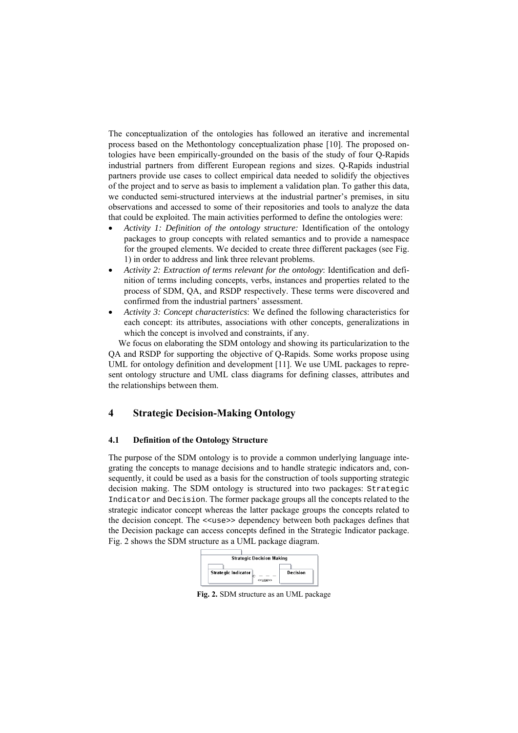The conceptualization of the ontologies has followed an iterative and incremental process based on the Methontology conceptualization phase [10]. The proposed ontologies have been empirically-grounded on the basis of the study of four Q-Rapids industrial partners from different European regions and sizes. Q-Rapids industrial partners provide use cases to collect empirical data needed to solidify the objectives of the project and to serve as basis to implement a validation plan. To gather this data, we conducted semi-structured interviews at the industrial partner's premises, in situ observations and accessed to some of their repositories and tools to analyze the data that could be exploited. The main activities performed to define the ontologies were:

- *Activity 1: Definition of the ontology structure:* Identification of the ontology packages to group concepts with related semantics and to provide a namespace for the grouped elements. We decided to create three different packages (see Fig. 1) in order to address and link three relevant problems.
- *Activity 2: Extraction of terms relevant for the ontology*: Identification and definition of terms including concepts, verbs, instances and properties related to the process of SDM, QA, and RSDP respectively. These terms were discovered and confirmed from the industrial partners' assessment.
- *Activity 3: Concept characteristics*: We defined the following characteristics for each concept: its attributes, associations with other concepts, generalizations in which the concept is involved and constraints, if any.

We focus on elaborating the SDM ontology and showing its particularization to the QA and RSDP for supporting the objective of Q-Rapids. Some works propose using UML for ontology definition and development [11]. We use UML packages to represent ontology structure and UML class diagrams for defining classes, attributes and the relationships between them.

# 4 Strategic Decision-Making Ontology

## 4.1 Definition of the Ontology Structure

The purpose of the SDM ontology is to provide a common underlying language integrating the concepts to manage decisions and to handle strategic indicators and, consequently, it could be used as a basis for the construction of tools supporting strategic decision making. The SDM ontology is structured into two packages: `Strategic Indicator` and `Decision`. The former package groups all the concepts related to the strategic indicator concept whereas the latter package groups the concepts related to the decision concept. The `<<use>>` dependency between both packages defines that the Decision package can access concepts defined in the Strategic Indicator package. Fig. 2 shows the SDM structure as a UML package diagram.

**Fig. 2.** SDM structure as an UML package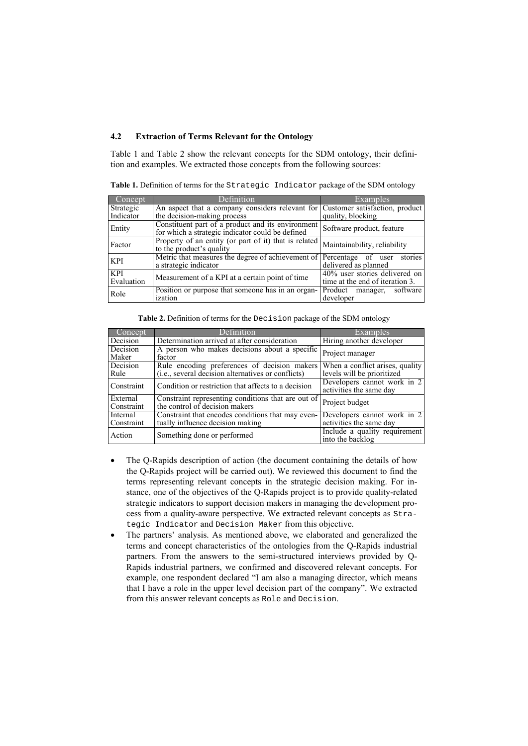### 4.2 Extraction of Terms Relevant for the Ontology

Table 1 and Table 2 show the relevant concepts for the SDM ontology, their definition and examples. We extracted those concepts from the following sources:

**Table 1.** Definition of terms for the `Strategic Indicator` package of the SDM ontology

| Concept | Definition | Examples |
| --- | --- | --- |
| Strategic Indicator | An aspect that a company considers relevant for the decision-making process | Customer satisfaction, product quality, blocking |
| Entity | Constituent part of a product and its environment for which a strategic indicator could be defined | Software product, feature |
| Factor | Property of an entity (or part of it) that is related to the product's quality | Maintainability, reliability |
| KPI | Metric that measures the degree of achievement of a strategic indicator | Percentage of user stories delivered as planned |
| KPI Evaluation | Measurement of a KPI at a certain point of time | 40% user stories delivered on time at the end of iteration 3. |
| Role | Position or purpose that someone has in an organization | Product manager, software developer |

**Table 2.** Definition of terms for the `Decision` package of the SDM ontology

| Concept | Definition | Examples |
| --- | --- | --- |
| Decision | Determination arrived at after consideration | Hiring another developer |
| Decision Maker | A person who makes decisions about a specific factor | Project manager |
| Decision Rule | Rule encoding preferences of decision makers (i.e., several decision alternatives or conflicts) | When a conflict arises, quality levels will be prioritized |
| Constraint | Condition or restriction that affects to a decision | Developers cannot work in 2 activities the same day |
| External Constraint | Constraint representing conditions that are out of the control of decision makers | Project budget |
| Internal Constraint | Constraint that encodes conditions that may eventually influence decision making | Developers cannot work in 2 activities the same day |
| Action | Something done or performed | Include a quality requirement into the backlog |

- The Q-Rapids description of action (the document containing the details of how the Q-Rapids project will be carried out). We reviewed this document to find the terms representing relevant concepts in the strategic decision making. For instance, one of the objectives of the Q-Rapids project is to provide quality-related strategic indicators to support decision makers in managing the development process from a quality-aware perspective. We extracted relevant concepts as `Strategic Indicator` and `Decision Maker` from this objective.
- The partners' analysis. As mentioned above, we elaborated and generalized the terms and concept characteristics of the ontologies from the Q-Rapids industrial partners. From the answers to the semi-structured interviews provided by Q-Rapids industrial partners, we confirmed and discovered relevant concepts. For example, one respondent declared "I am also a managing director, which means that I have a role in the upper level decision part of the company". We extracted from this answer relevant concepts as `Role` and `Decision`.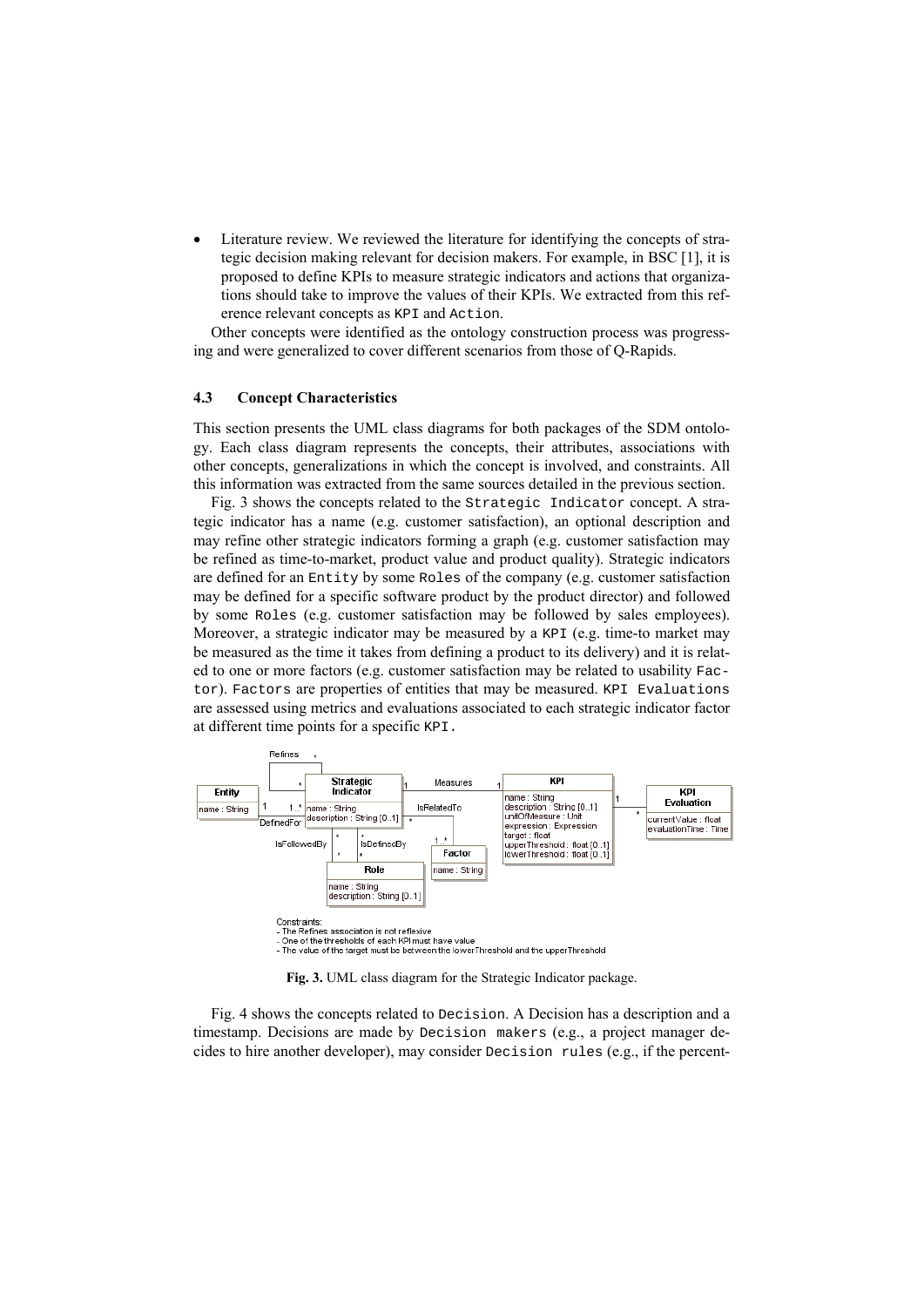- Literature review. We reviewed the literature for identifying the concepts of strategic decision making relevant for decision makers. For example, in BSC [1], it is proposed to define KPIs to measure strategic indicators and actions that organizations should take to improve the values of their KPIs. We extracted from this reference relevant concepts as `KPI` and `Action`.

Other concepts were identified as the ontology construction process was progressing and were generalized to cover different scenarios from those of Q-Rapids.

### 4.3 Concept Characteristics

This section presents the UML class diagrams for both packages of the SDM ontology. Each class diagram represents the concepts, their attributes, associations with other concepts, generalizations in which the concept is involved, and constraints. All this information was extracted from the same sources detailed in the previous section.

Fig. 3 shows the concepts related to the `Strategic Indicator` concept. A strategic indicator has a name (e.g. customer satisfaction), an optional description and may refine other strategic indicators forming a graph (e.g. customer satisfaction may be refined as time-to-market, product value and product quality). Strategic indicators are defined for an `Entity` by some `Roles` of the company (e.g. customer satisfaction may be defined for a specific software product by the product director) and followed by some `Roles` (e.g. customer satisfaction may be followed by sales employees). Moreover, a strategic indicator may be measured by a `KPI` (e.g. time-to market may be measured as the time it takes from defining a product to its delivery) and it is related to one or more factors (e.g. customer satisfaction may be related to usability `Factor`). `Factors` are properties of entities that may be measured. `KPI Evaluations` are assessed using metrics and evaluations associated to each strategic indicator factor at different time points for a specific `KPI`.

Constraints:
- The Refines association is not reflexive
- One of the thresholds of each KPI must have value
- The value of the target must be between the lowerThreshold and the upperThreshold

**Fig. 3.** UML class diagram for the Strategic Indicator package.

Fig. 4 shows the concepts related to `Decision`. A Decision has a description and a timestamp. Decisions are made by `Decision makers` (e.g., a project manager decides to hire another developer), may consider `Decision rules` (e.g., if the percent-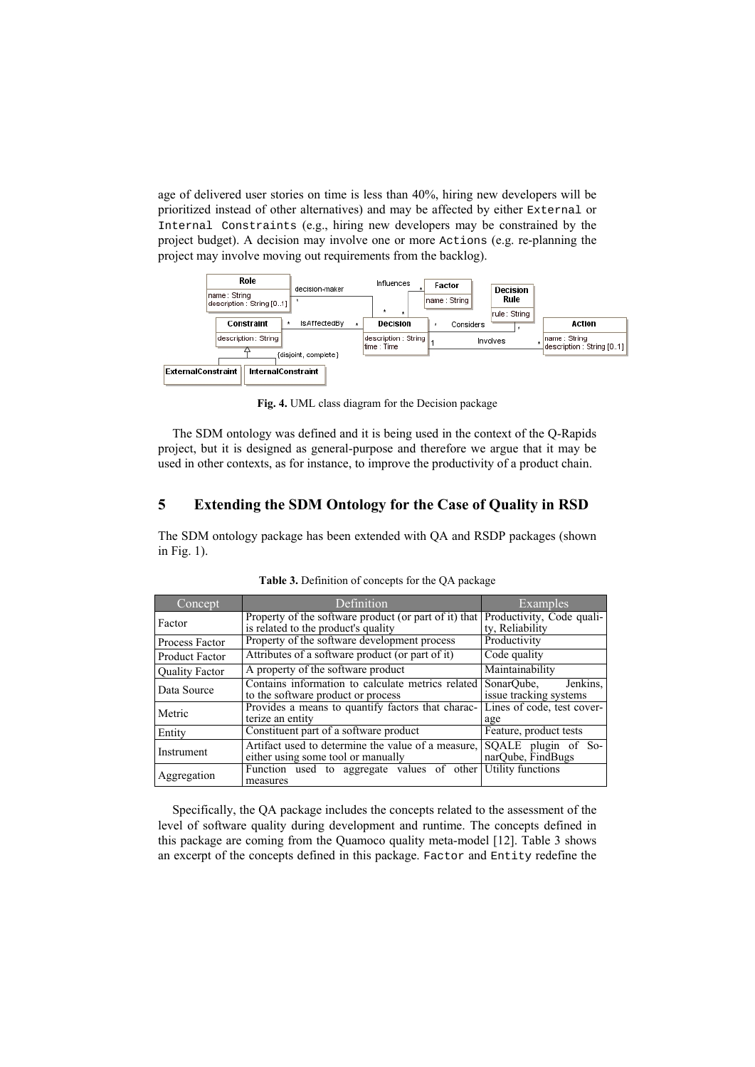age of delivered user stories on time is less than 40%, hiring new developers will be prioritized instead of other alternatives) and may be affected by either `External` or `Internal Constraints` (e.g., hiring new developers may be constrained by the project budget). A decision may involve one or more `Actions` (e.g. re-planning the project may involve moving out requirements from the backlog).

Role
name : String
description : String [0..1]
decision-maker
Influences
Factor
name : String
Decision Rule
rule : String
Constraint
description : String
IsAffectedBy
Decision
description : String
time : Time
Considers
Action
name : String
description : String [0..1]
Involves
{disjoint, complete}
ExternalConstraint
InternalConstraint

**Fig. 4.** UML class diagram for the Decision package

The SDM ontology was defined and it is being used in the context of the Q-Rapids project, but it is designed as general-purpose and therefore we argue that it may be used in other contexts, as for instance, to improve the productivity of a product chain.

## 5 Extending the SDM Ontology for the Case of Quality in RSD

The SDM ontology package has been extended with QA and RSDP packages (shown in Fig. 1).

**Table 3.** Definition of concepts for the QA package

| Concept | Definition | Examples |
|---|---|---|
| Factor | Property of the software product (or part of it) that is related to the product's quality | Productivity, Code quality, Reliability |
| Process Factor | Property of the software development process | Productivity |
| Product Factor | Attributes of a software product (or part of it) | Code quality |
| Quality Factor | A property of the software product | Maintainability |
| Data Source | Contains information to calculate metrics related to the software product or process | SonarQube, Jenkins, issue tracking systems |
| Metric | Provides a means to quantify factors that characterize an entity | Lines of code, test coverage |
| Entity | Constituent part of a software product | Feature, product tests |
| Instrument | Artifact used to determine the value of a measure, either using some tool or manually | SQALE plugin of SonarQube, FindBugs |
| Aggregation | Function used to aggregate values of other measures | Utility functions |

Specifically, the QA package includes the concepts related to the assessment of the level of software quality during development and runtime. The concepts defined in this package are coming from the Quamoco quality meta-model [12]. Table 3 shows an excerpt of the concepts defined in this package. `Factor` and `Entity` redefine the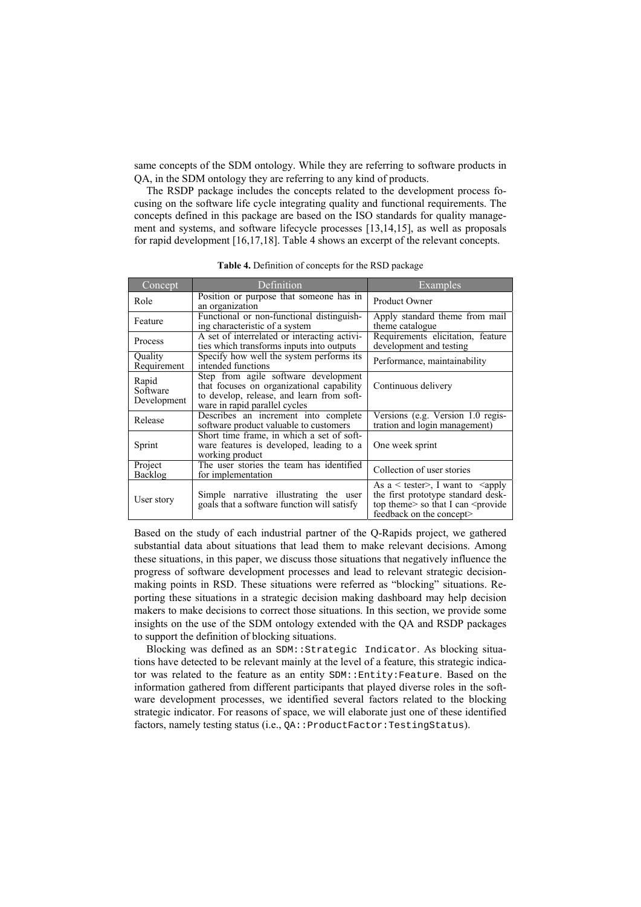same concepts of the SDM ontology. While they are referring to software products in QA, in the SDM ontology they are referring to any kind of products.

The RSDP package includes the concepts related to the development process focusing on the software life cycle integrating quality and functional requirements. The concepts defined in this package are based on the ISO standards for quality management and systems, and software lifecycle processes [13,14,15], as well as proposals for rapid development [16,17,18]. Table 4 shows an excerpt of the relevant concepts.

**Table 4.** Definition of concepts for the RSD package

| Concept | Definition | Examples |
|---|---|---|
| Role | Position or purpose that someone has in an organization | Product Owner |
| Feature | Functional or non-functional distinguishing characteristic of a system | Apply standard theme from mail theme catalogue |
| Process | A set of interrelated or interacting activities which transforms inputs into outputs | Requirements elicitation, feature development and testing |
| Quality Requirement | Specify how well the system performs its intended functions | Performance, maintainability |
| Rapid Software Development | Step from agile software development that focuses on organizational capability to develop, release, and learn from software in rapid parallel cycles | Continuous delivery |
| Release | Describes an increment into complete software product valuable to customers | Versions (e.g. Version 1.0 registration and login management) |
| Sprint | Short time frame, in which a set of software features is developed, leading to a working product | One week sprint |
| Project Backlog | The user stories the team has identified for implementation | Collection of user stories |
| User story | Simple narrative illustrating the user goals that a software function will satisfy | As a < tester>, I want to <apply the first prototype standard desktop theme> so that I can <provide feedback on the concept> |

Based on the study of each industrial partner of the Q-Rapids project, we gathered substantial data about situations that lead them to make relevant decisions. Among these situations, in this paper, we discuss those situations that negatively influence the progress of software development processes and lead to relevant strategic decision-making points in RSD. These situations were referred as "blocking" situations. Reporting these situations in a strategic decision making dashboard may help decision makers to make decisions to correct those situations. In this section, we provide some insights on the use of the SDM ontology extended with the QA and RSDP packages to support the definition of blocking situations.

Blocking was defined as an `SDM::Strategic Indicator`. As blocking situations have detected to be relevant mainly at the level of a feature, this strategic indicator was related to the feature as an entity `SDM::Entity:Feature`. Based on the information gathered from different participants that played diverse roles in the software development processes, we identified several factors related to the blocking strategic indicator. For reasons of space, we will elaborate just one of these identified factors, namely testing status (i.e., `QA::ProductFactor:TestingStatus`).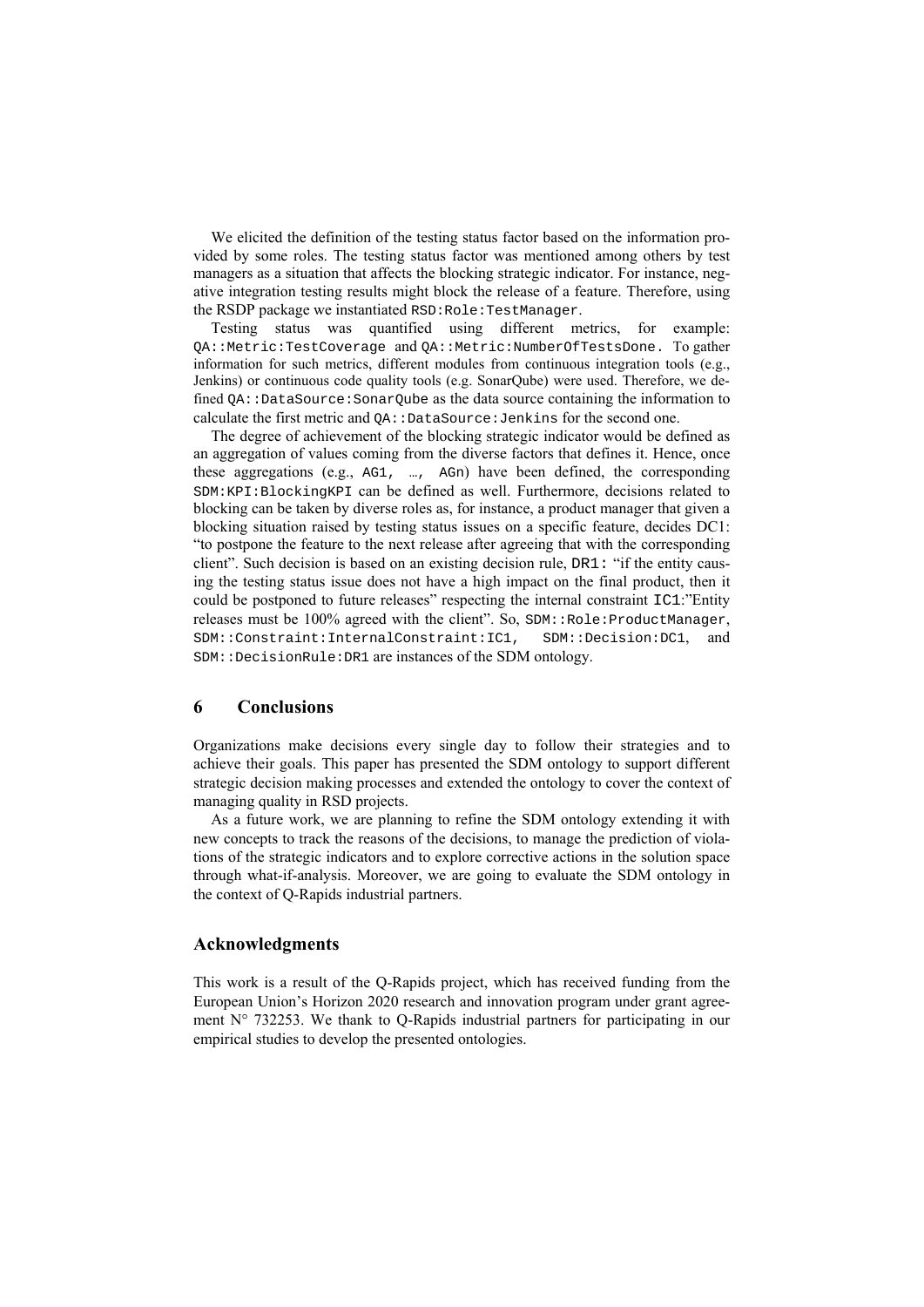We elicited the definition of the testing status factor based on the information provided by some roles. The testing status factor was mentioned among others by test managers as a situation that affects the blocking strategic indicator. For instance, negative integration testing results might block the release of a feature. Therefore, using the RSDP package we instantiated `RSD:Role:TestManager`.

Testing status was quantified using different metrics, for example: `QA::Metric:TestCoverage` and `QA::Metric:NumberOfTestsDone`. To gather information for such metrics, different modules from continuous integration tools (e.g., Jenkins) or continuous code quality tools (e.g. SonarQube) were used. Therefore, we defined `QA::DataSource:SonarQube` as the data source containing the information to calculate the first metric and `QA::DataSource:Jenkins` for the second one.

The degree of achievement of the blocking strategic indicator would be defined as an aggregation of values coming from the diverse factors that defines it. Hence, once these aggregations (e.g., `AG1, …, AGn`) have been defined, the corresponding `SDM:KPI:BlockingKPI` can be defined as well. Furthermore, decisions related to blocking can be taken by diverse roles as, for instance, a product manager that given a blocking situation raised by testing status issues on a specific feature, decides DC1: "to postpone the feature to the next release after agreeing that with the corresponding client". Such decision is based on an existing decision rule, `DR1:` "if the entity causing the testing status issue does not have a high impact on the final product, then it could be postponed to future releases" respecting the internal constraint `IC1`:"Entity releases must be 100% agreed with the client". So, `SDM::Role:ProductManager`, `SDM::Constraint:InternalConstraint:IC1`, `SDM::Decision:DC1`, and `SDM::DecisionRule:DR1` are instances of the SDM ontology.

## 6 Conclusions

Organizations make decisions every single day to follow their strategies and to achieve their goals. This paper has presented the SDM ontology to support different strategic decision making processes and extended the ontology to cover the context of managing quality in RSD projects.

As a future work, we are planning to refine the SDM ontology extending it with new concepts to track the reasons of the decisions, to manage the prediction of violations of the strategic indicators and to explore corrective actions in the solution space through what-if-analysis. Moreover, we are going to evaluate the SDM ontology in the context of Q-Rapids industrial partners.

### Acknowledgments

This work is a result of the Q-Rapids project, which has received funding from the European Union's Horizon 2020 research and innovation program under grant agreement N° 732253. We thank to Q-Rapids industrial partners for participating in our empirical studies to develop the presented ontologies.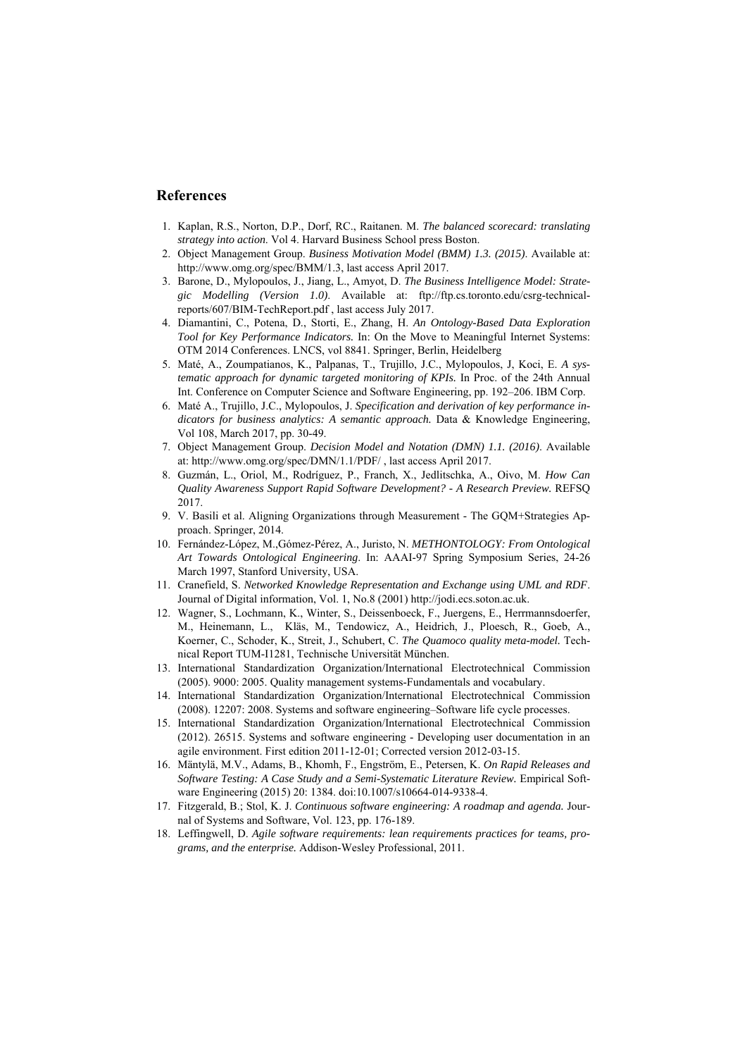## References

1. Kaplan, R.S., Norton, D.P., Dorf, RC., Raitanen. M. *The balanced scorecard: translating strategy into action*. Vol 4. Harvard Business School press Boston.
2. Object Management Group. *Business Motivation Model (BMM) 1.3. (2015)*. Available at: http://www.omg.org/spec/BMM/1.3, last access April 2017.
3. Barone, D., Mylopoulos, J., Jiang, L., Amyot, D. *The Business Intelligence Model: Strategic Modelling (Version 1.0)*. Available at: ftp://ftp.cs.toronto.edu/csrg-technical-reports/607/BIM-TechReport.pdf , last access July 2017.
4. Diamantini, C., Potena, D., Storti, E., Zhang, H. *An Ontology-Based Data Exploration Tool for Key Performance Indicators.* In: On the Move to Meaningful Internet Systems: OTM 2014 Conferences. LNCS, vol 8841. Springer, Berlin, Heidelberg
5. Maté, A., Zoumpatianos, K., Palpanas, T., Trujillo, J.C., Mylopoulos, J, Koci, E. *A systematic approach for dynamic targeted monitoring of KPIs.* In Proc. of the 24th Annual Int. Conference on Computer Science and Software Engineering, pp. 192–206. IBM Corp.
6. Maté A., Trujillo, J.C., Mylopoulos, J. *Specification and derivation of key performance indicators for business analytics: A semantic approach.* Data & Knowledge Engineering, Vol 108, March 2017, pp. 30-49.
7. Object Management Group. *Decision Model and Notation (DMN) 1.1. (2016)*. Available at: http://www.omg.org/spec/DMN/1.1/PDF/ , last access April 2017.
8. Guzmán, L., Oriol, M., Rodríguez, P., Franch, X., Jedlitschka, A., Oivo, M. *How Can Quality Awareness Support Rapid Software Development? - A Research Preview.* REFSQ 2017.
9. V. Basili et al. Aligning Organizations through Measurement - The GQM+Strategies Approach. Springer, 2014.
10. Fernández-López, M.,Gómez-Pérez, A., Juristo, N. *METHONTOLOGY: From Ontological Art Towards Ontological Engineering*. In: AAAI-97 Spring Symposium Series, 24-26 March 1997, Stanford University, USA.
11. Cranefield, S. *Networked Knowledge Representation and Exchange using UML and RDF*. Journal of Digital information, Vol. 1, No.8 (2001) http://jodi.ecs.soton.ac.uk.
12. Wagner, S., Lochmann, K., Winter, S., Deissenboeck, F., Juergens, E., Herrmannsdoerfer, M., Heinemann, L., Kläs, M., Tendowicz, A., Heidrich, J., Ploesch, R., Goeb, A., Koerner, C., Schoder, K., Streit, J., Schubert, C. *The Quamoco quality meta-model.* Technical Report TUM-I1281, Technische Universität München.
13. International Standardization Organization/International Electrotechnical Commission (2005). 9000: 2005. Quality management systems-Fundamentals and vocabulary.
14. International Standardization Organization/International Electrotechnical Commission (2008). 12207: 2008. Systems and software engineering–Software life cycle processes.
15. International Standardization Organization/International Electrotechnical Commission (2012). 26515. Systems and software engineering - Developing user documentation in an agile environment. First edition 2011-12-01; Corrected version 2012-03-15.
16. Mäntylä, M.V., Adams, B., Khomh, F., Engström, E., Petersen, K. *On Rapid Releases and Software Testing: A Case Study and a Semi-Systematic Literature Review.* Empirical Software Engineering (2015) 20: 1384. doi:10.1007/s10664-014-9338-4.
17. Fitzgerald, B.; Stol, K. J. *Continuous software engineering: A roadmap and agenda.* Journal of Systems and Software, Vol. 123, pp. 176-189.
18. Leffingwell, D. *Agile software requirements: lean requirements practices for teams, programs, and the enterprise.* Addison-Wesley Professional, 2011.